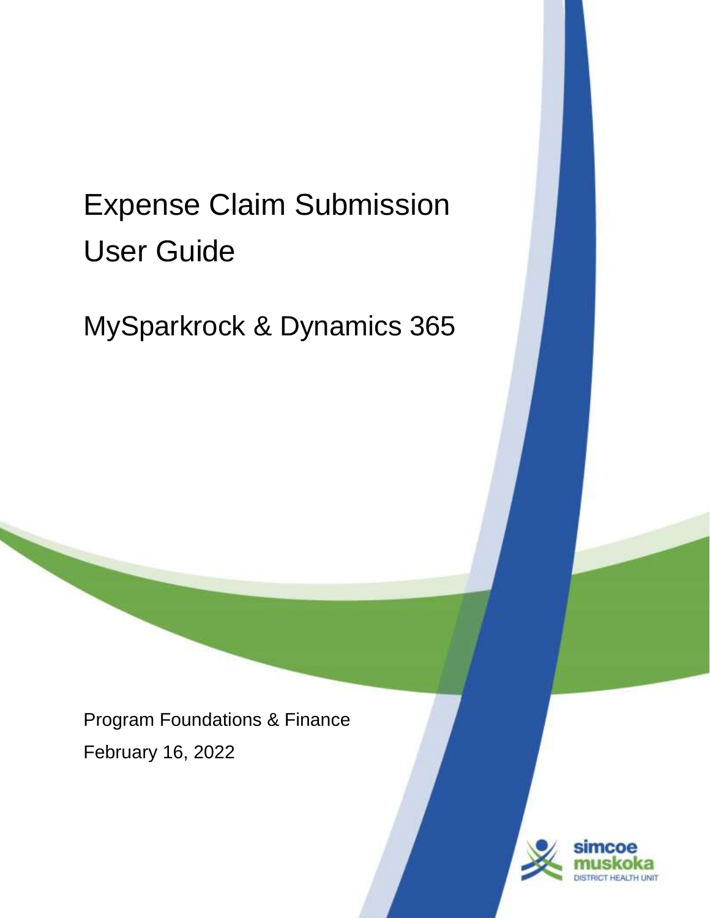# Expense Claim Submission User Guide

## MySparkrock & Dynamics 365

Program Foundations & Finance

February 16, 2022

simcoe muskoka DISTRICT HEALTH UNIT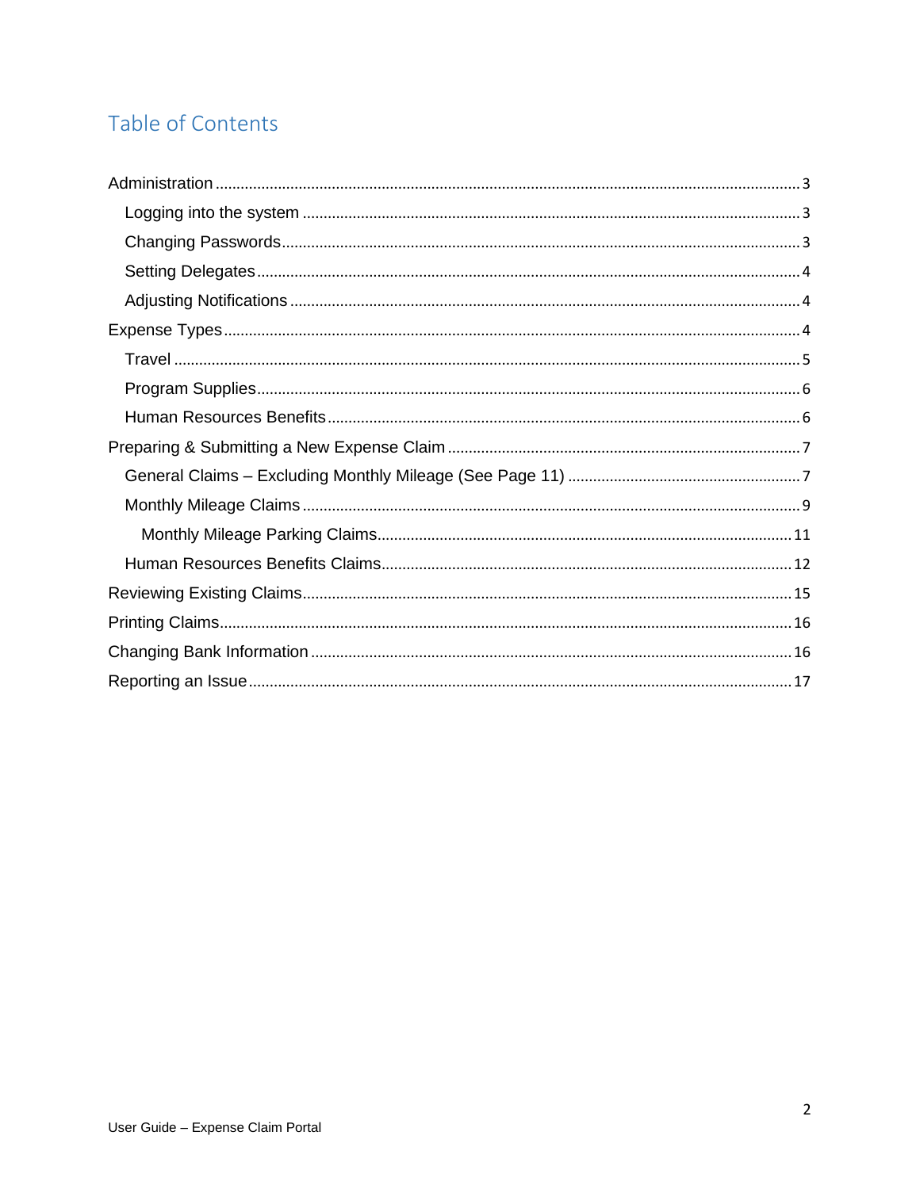# Table of Contents

- Administration ..... 3
  - Logging into the system ..... 3
  - Changing Passwords ..... 3
  - Setting Delegates ..... 4
  - Adjusting Notifications ..... 4
- Expense Types ..... 4
  - Travel ..... 5
  - Program Supplies ..... 6
  - Human Resources Benefits ..... 6
- Preparing & Submitting a New Expense Claim ..... 7
  - General Claims – Excluding Monthly Mileage (See Page 11) ..... 7
  - Monthly Mileage Claims ..... 9
    - Monthly Mileage Parking Claims ..... 11
  - Human Resources Benefits Claims ..... 12
- Reviewing Existing Claims ..... 15
- Printing Claims ..... 16
- Changing Bank Information ..... 16
- Reporting an Issue ..... 17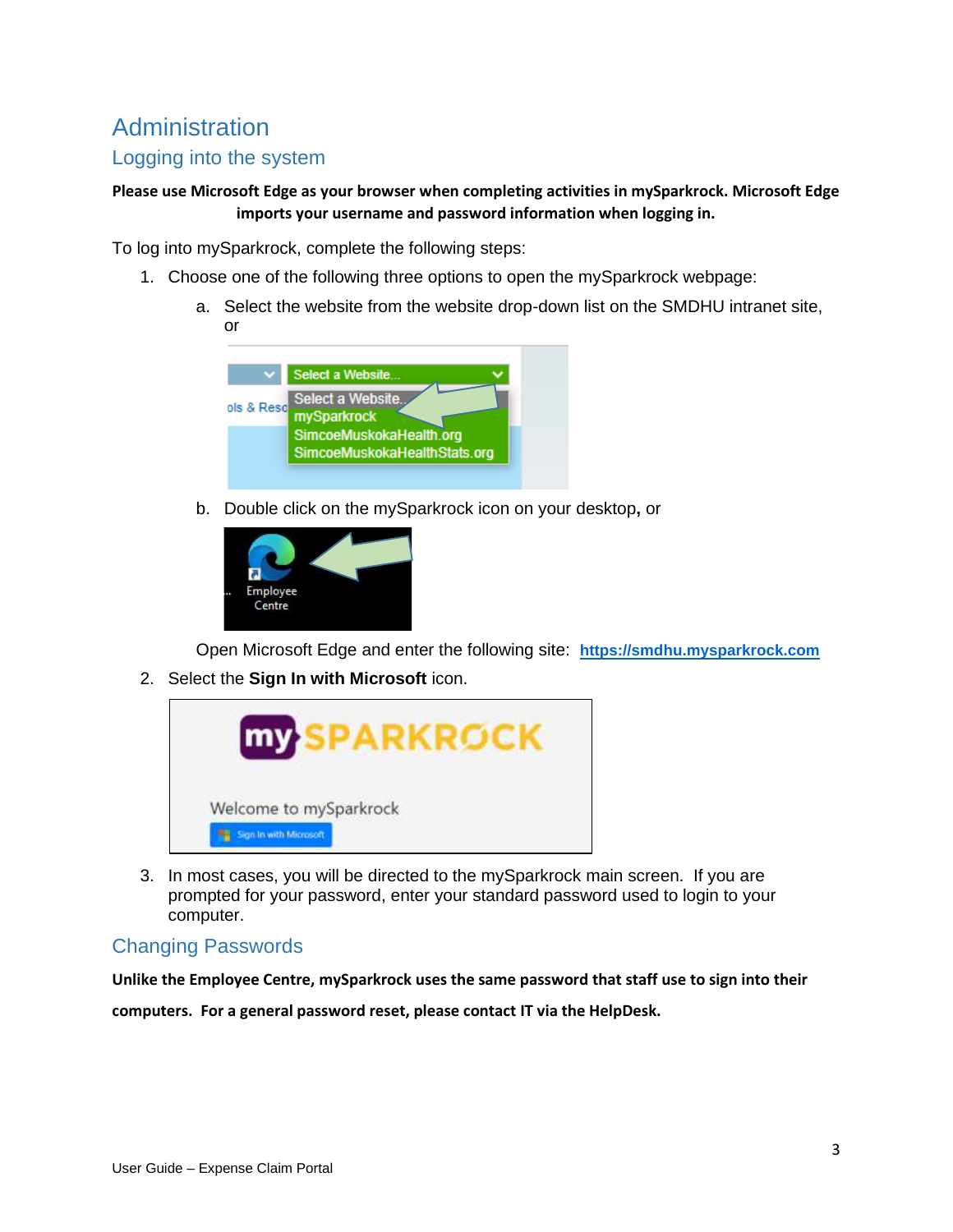# Administration

## Logging into the system

**Please use Microsoft Edge as your browser when completing activities in mySparkrock. Microsoft Edge imports your username and password information when logging in.**

To log into mySparkrock, complete the following steps:

1. Choose one of the following three options to open the mySparkrock webpage:
   a. Select the website from the website drop-down list on the SMDHU intranet site, or
   b. Double click on the mySparkrock icon on your desktop, or

   Open Microsoft Edge and enter the following site: https://smdhu.mysparkrock.com
2. Select the **Sign In with Microsoft** icon.
3. In most cases, you will be directed to the mySparkrock main screen. If you are prompted for your password, enter your standard password used to login to your computer.

## Changing Passwords

**Unlike the Employee Centre, mySparkrock uses the same password that staff use to sign into their computers. For a general password reset, please contact IT via the HelpDesk.**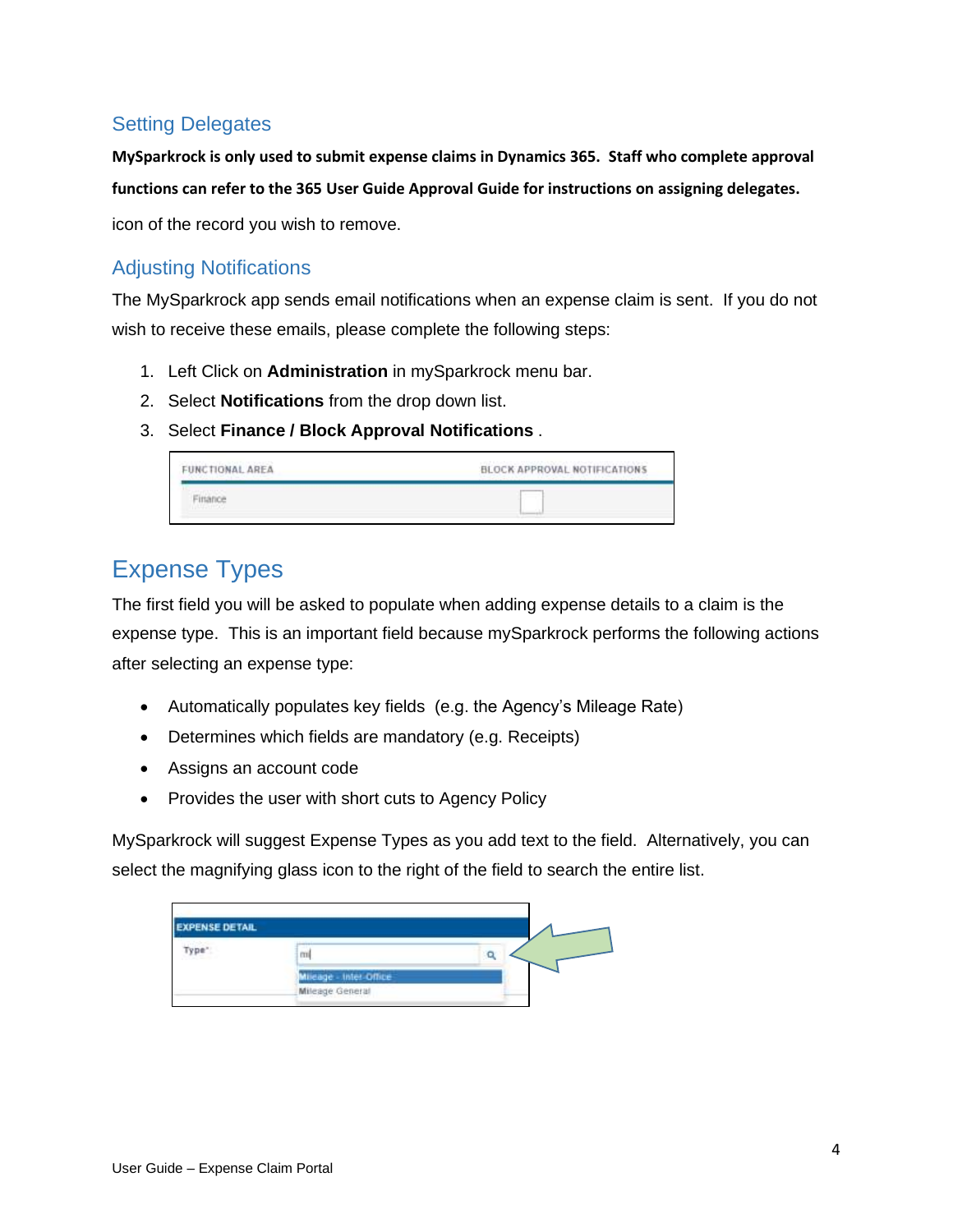## Setting Delegates

**MySparkrock is only used to submit expense claims in Dynamics 365. Staff who complete approval functions can refer to the 365 User Guide Approval Guide for instructions on assigning delegates.**

icon of the record you wish to remove.

## Adjusting Notifications

The MySparkrock app sends email notifications when an expense claim is sent. If you do not wish to receive these emails, please complete the following steps:

1. Left Click on **Administration** in mySparkrock menu bar.
2. Select **Notifications** from the drop down list.
3. Select **Finance / Block Approval Notifications** .

| FUNCTIONAL AREA | BLOCK APPROVAL NOTIFICATIONS |
| --- | --- |
| Finance | ☐ |

# Expense Types

The first field you will be asked to populate when adding expense details to a claim is the expense type. This is an important field because mySparkrock performs the following actions after selecting an expense type:

- Automatically populates key fields (e.g. the Agency's Mileage Rate)
- Determines which fields are mandatory (e.g. Receipts)
- Assigns an account code
- Provides the user with short cuts to Agency Policy

MySparkrock will suggest Expense Types as you add text to the field. Alternatively, you can select the magnifying glass icon to the right of the field to search the entire list.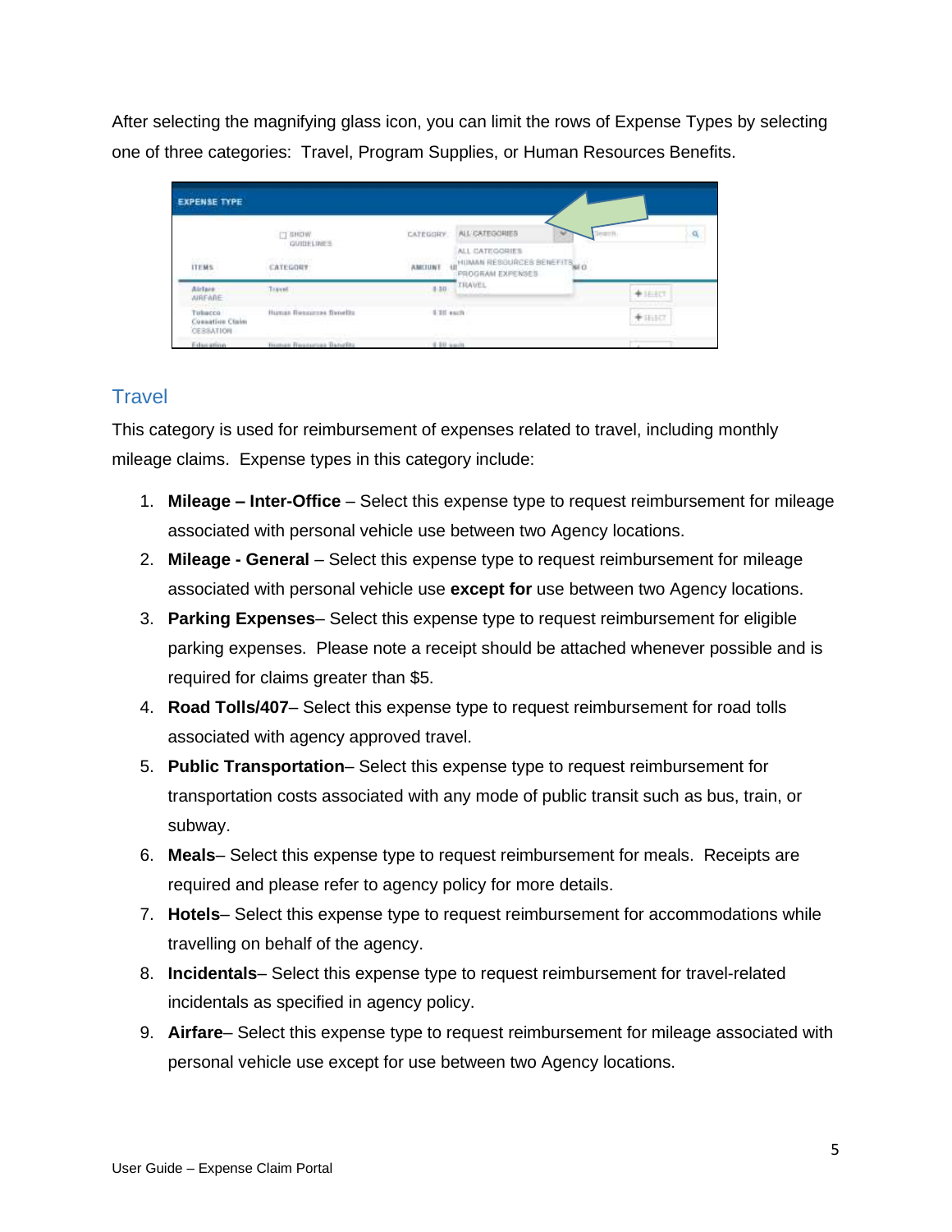After selecting the magnifying glass icon, you can limit the rows of Expense Types by selecting one of three categories: Travel, Program Supplies, or Human Resources Benefits.

## Travel

This category is used for reimbursement of expenses related to travel, including monthly mileage claims. Expense types in this category include:

1. **Mileage – Inter-Office** – Select this expense type to request reimbursement for mileage associated with personal vehicle use between two Agency locations.
2. **Mileage - General** – Select this expense type to request reimbursement for mileage associated with personal vehicle use **except for** use between two Agency locations.
3. **Parking Expenses**– Select this expense type to request reimbursement for eligible parking expenses. Please note a receipt should be attached whenever possible and is required for claims greater than $5.
4. **Road Tolls/407**– Select this expense type to request reimbursement for road tolls associated with agency approved travel.
5. **Public Transportation**– Select this expense type to request reimbursement for transportation costs associated with any mode of public transit such as bus, train, or subway.
6. **Meals**– Select this expense type to request reimbursement for meals. Receipts are required and please refer to agency policy for more details.
7. **Hotels**– Select this expense type to request reimbursement for accommodations while travelling on behalf of the agency.
8. **Incidentals**– Select this expense type to request reimbursement for travel-related incidentals as specified in agency policy.
9. **Airfare**– Select this expense type to request reimbursement for mileage associated with personal vehicle use except for use between two Agency locations.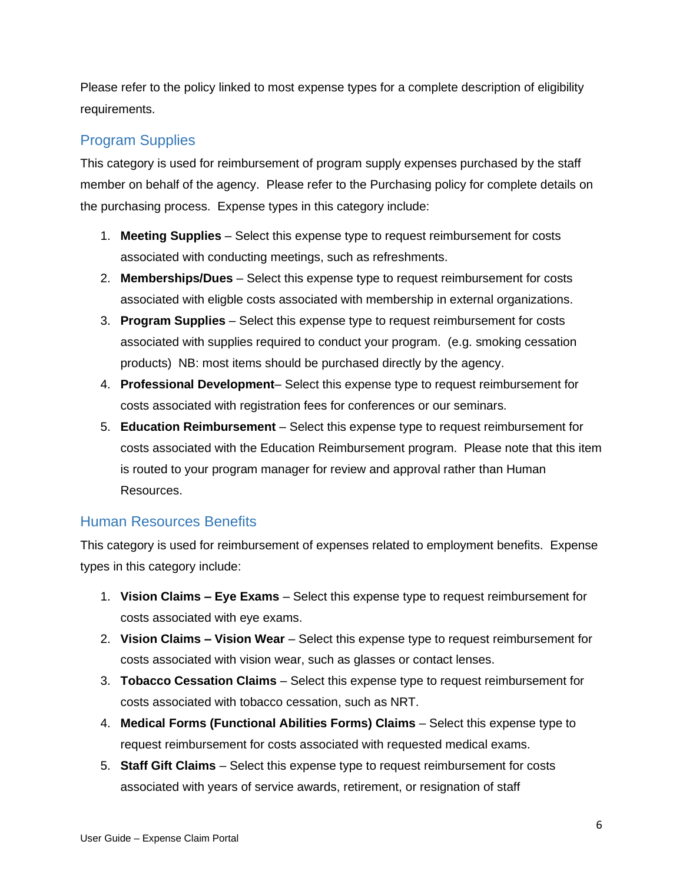Please refer to the policy linked to most expense types for a complete description of eligibility requirements.

## Program Supplies

This category is used for reimbursement of program supply expenses purchased by the staff member on behalf of the agency. Please refer to the Purchasing policy for complete details on the purchasing process. Expense types in this category include:

1. **Meeting Supplies** – Select this expense type to request reimbursement for costs associated with conducting meetings, such as refreshments.
2. **Memberships/Dues** – Select this expense type to request reimbursement for costs associated with eligble costs associated with membership in external organizations.
3. **Program Supplies** – Select this expense type to request reimbursement for costs associated with supplies required to conduct your program. (e.g. smoking cessation products) NB: most items should be purchased directly by the agency.
4. **Professional Development**– Select this expense type to request reimbursement for costs associated with registration fees for conferences or our seminars.
5. **Education Reimbursement** – Select this expense type to request reimbursement for costs associated with the Education Reimbursement program. Please note that this item is routed to your program manager for review and approval rather than Human Resources.

## Human Resources Benefits

This category is used for reimbursement of expenses related to employment benefits. Expense types in this category include:

1. **Vision Claims – Eye Exams** – Select this expense type to request reimbursement for costs associated with eye exams.
2. **Vision Claims – Vision Wear** – Select this expense type to request reimbursement for costs associated with vision wear, such as glasses or contact lenses.
3. **Tobacco Cessation Claims** – Select this expense type to request reimbursement for costs associated with tobacco cessation, such as NRT.
4. **Medical Forms (Functional Abilities Forms) Claims** – Select this expense type to request reimbursement for costs associated with requested medical exams.
5. **Staff Gift Claims** – Select this expense type to request reimbursement for costs associated with years of service awards, retirement, or resignation of staff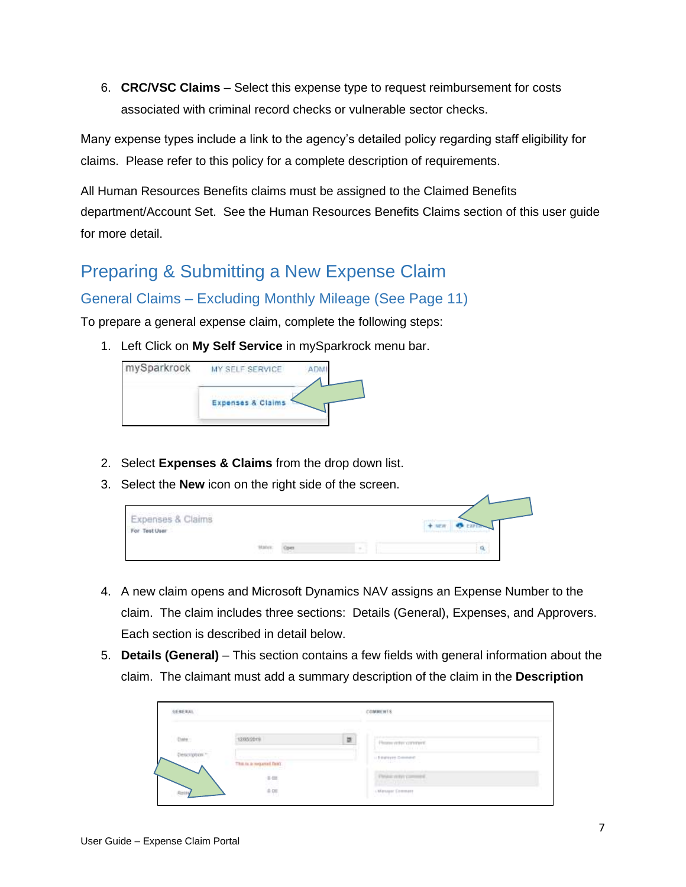6. **CRC/VSC Claims** – Select this expense type to request reimbursement for costs associated with criminal record checks or vulnerable sector checks.

Many expense types include a link to the agency's detailed policy regarding staff eligibility for claims. Please refer to this policy for a complete description of requirements.

All Human Resources Benefits claims must be assigned to the Claimed Benefits department/Account Set. See the Human Resources Benefits Claims section of this user guide for more detail.

## Preparing & Submitting a New Expense Claim

### General Claims – Excluding Monthly Mileage (See Page 11)

To prepare a general expense claim, complete the following steps:

1. Left Click on **My Self Service** in mySparkrock menu bar.
2. Select **Expenses & Claims** from the drop down list.
3. Select the **New** icon on the right side of the screen.
4. A new claim opens and Microsoft Dynamics NAV assigns an Expense Number to the claim. The claim includes three sections: Details (General), Expenses, and Approvers. Each section is described in detail below.
5. **Details (General)** – This section contains a few fields with general information about the claim. The claimant must add a summary description of the claim in the **Description**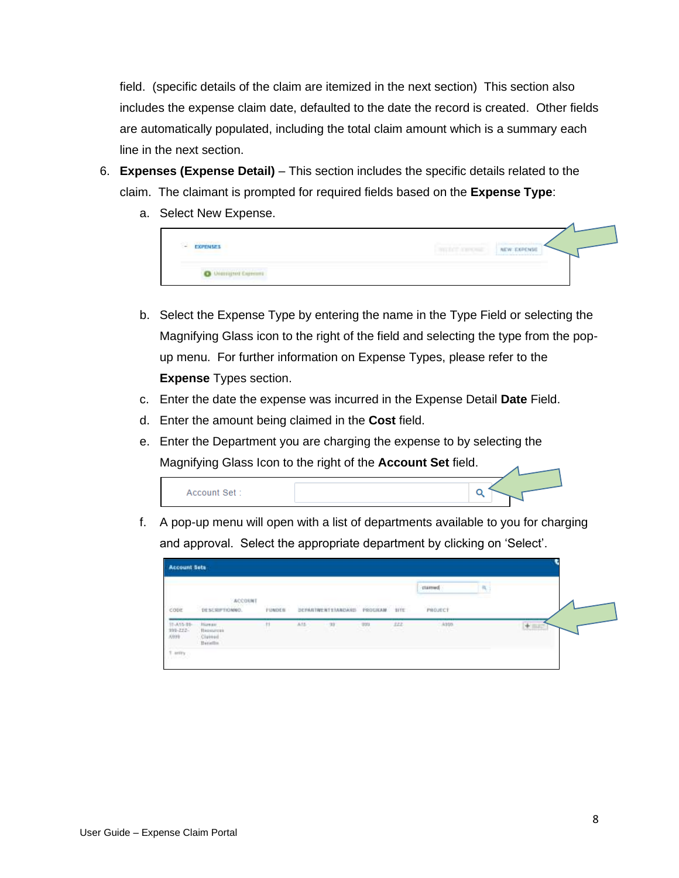field. (specific details of the claim are itemized in the next section) This section also includes the expense claim date, defaulted to the date the record is created. Other fields are automatically populated, including the total claim amount which is a summary each line in the next section.

6. **Expenses (Expense Detail)** – This section includes the specific details related to the claim. The claimant is prompted for required fields based on the **Expense Type**:
   a. Select New Expense.

   b. Select the Expense Type by entering the name in the Type Field or selecting the Magnifying Glass icon to the right of the field and selecting the type from the pop-up menu. For further information on Expense Types, please refer to the **Expense** Types section.
   c. Enter the date the expense was incurred in the Expense Detail **Date** Field.
   d. Enter the amount being claimed in the **Cost** field.
   e. Enter the Department you are charging the expense to by selecting the Magnifying Glass Icon to the right of the **Account Set** field.

   f. A pop-up menu will open with a list of departments available to you for charging and approval. Select the appropriate department by clicking on 'Select'.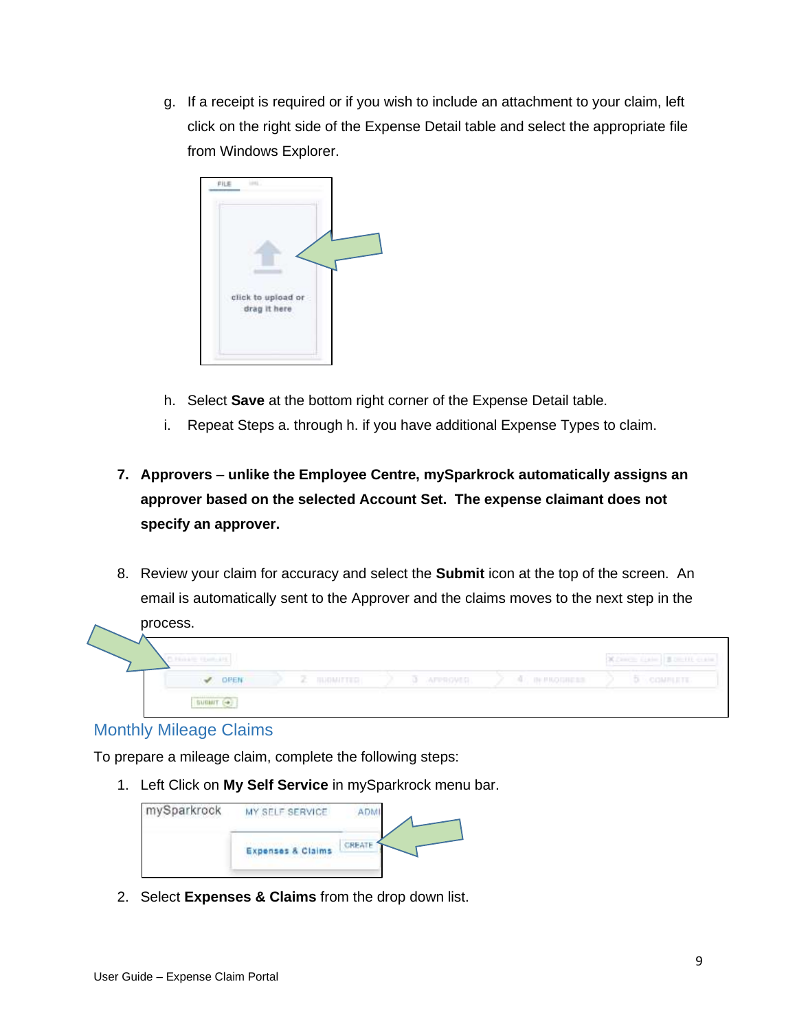g. If a receipt is required or if you wish to include an attachment to your claim, left click on the right side of the Expense Detail table and select the appropriate file from Windows Explorer.

h. Select **Save** at the bottom right corner of the Expense Detail table.

i. Repeat Steps a. through h. if you have additional Expense Types to claim.

7. **Approvers** – **unlike the Employee Centre, mySparkrock automatically assigns an approver based on the selected Account Set. The expense claimant does not specify an approver.**

8. Review your claim for accuracy and select the **Submit** icon at the top of the screen. An email is automatically sent to the Approver and the claims moves to the next step in the process.

## Monthly Mileage Claims

To prepare a mileage claim, complete the following steps:

1. Left Click on **My Self Service** in mySparkrock menu bar.

2. Select **Expenses & Claims** from the drop down list.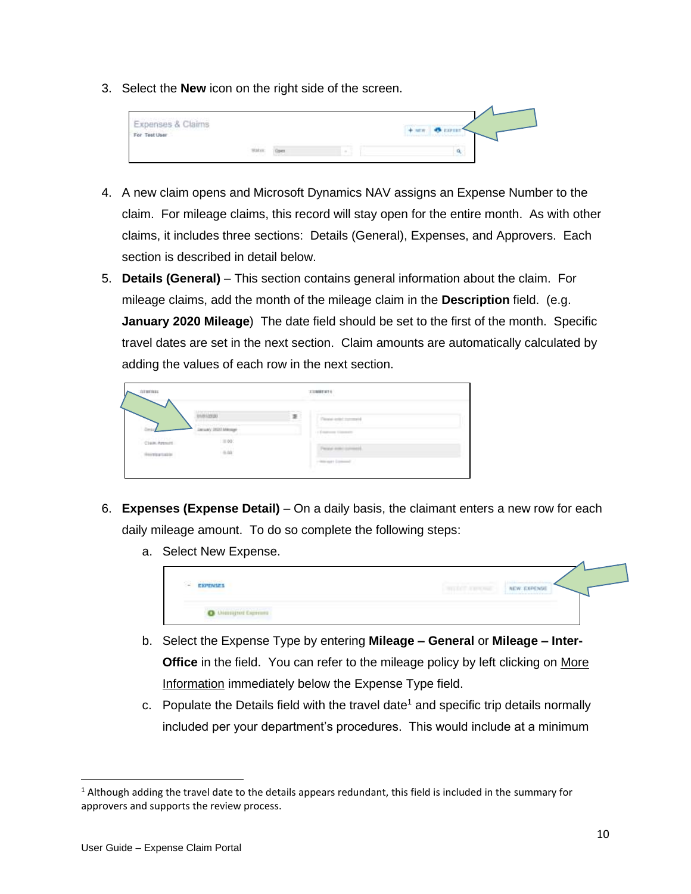3. Select the **New** icon on the right side of the screen.

4. A new claim opens and Microsoft Dynamics NAV assigns an Expense Number to the claim. For mileage claims, this record will stay open for the entire month. As with other claims, it includes three sections: Details (General), Expenses, and Approvers. Each section is described in detail below.

5. **Details (General)** – This section contains general information about the claim. For mileage claims, add the month of the mileage claim in the **Description** field. (e.g. **January 2020 Mileage**) The date field should be set to the first of the month. Specific travel dates are set in the next section. Claim amounts are automatically calculated by adding the values of each row in the next section.

6. **Expenses (Expense Detail)** – On a daily basis, the claimant enters a new row for each daily mileage amount. To do so complete the following steps:
   a. Select New Expense.
   b. Select the Expense Type by entering **Mileage – General** or **Mileage – Inter-Office** in the field. You can refer to the mileage policy by left clicking on More Information immediately below the Expense Type field.
   c. Populate the Details field with the travel date[1] and specific trip details normally included per your department's procedures. This would include at a minimum

[1] Although adding the travel date to the details appears redundant, this field is included in the summary for approvers and supports the review process.

User Guide – Expense Claim Portal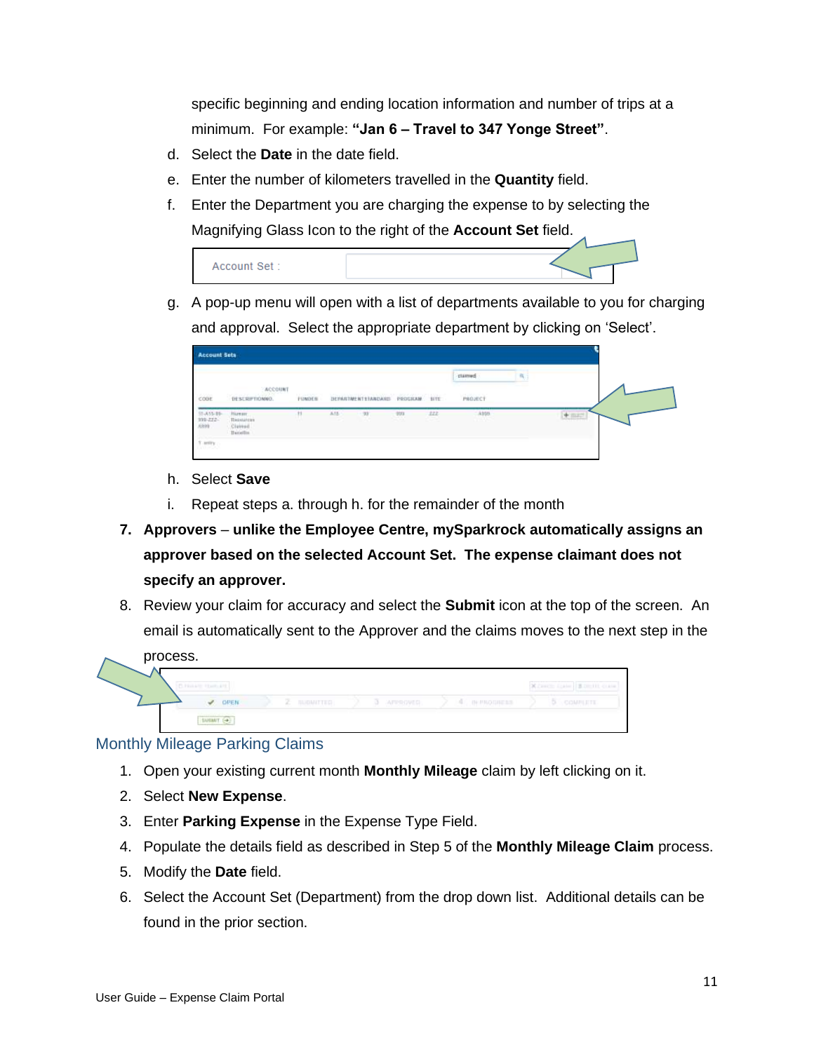specific beginning and ending location information and number of trips at a minimum. For example: **"Jan 6 – Travel to 347 Yonge Street"**.

d. Select the **Date** in the date field.

e. Enter the number of kilometers travelled in the **Quantity** field.

f. Enter the Department you are charging the expense to by selecting the Magnifying Glass Icon to the right of the **Account Set** field.

g. A pop-up menu will open with a list of departments available to you for charging and approval. Select the appropriate department by clicking on 'Select'.

h. Select **Save**

i. Repeat steps a. through h. for the remainder of the month

7. **Approvers – unlike the Employee Centre, mySparkrock automatically assigns an approver based on the selected Account Set. The expense claimant does not specify an approver.**

8. Review your claim for accuracy and select the **Submit** icon at the top of the screen. An email is automatically sent to the Approver and the claims moves to the next step in the process.

## Monthly Mileage Parking Claims

1. Open your existing current month **Monthly Mileage** claim by left clicking on it.
2. Select **New Expense**.
3. Enter **Parking Expense** in the Expense Type Field.
4. Populate the details field as described in Step 5 of the **Monthly Mileage Claim** process.
5. Modify the **Date** field.
6. Select the Account Set (Department) from the drop down list. Additional details can be found in the prior section.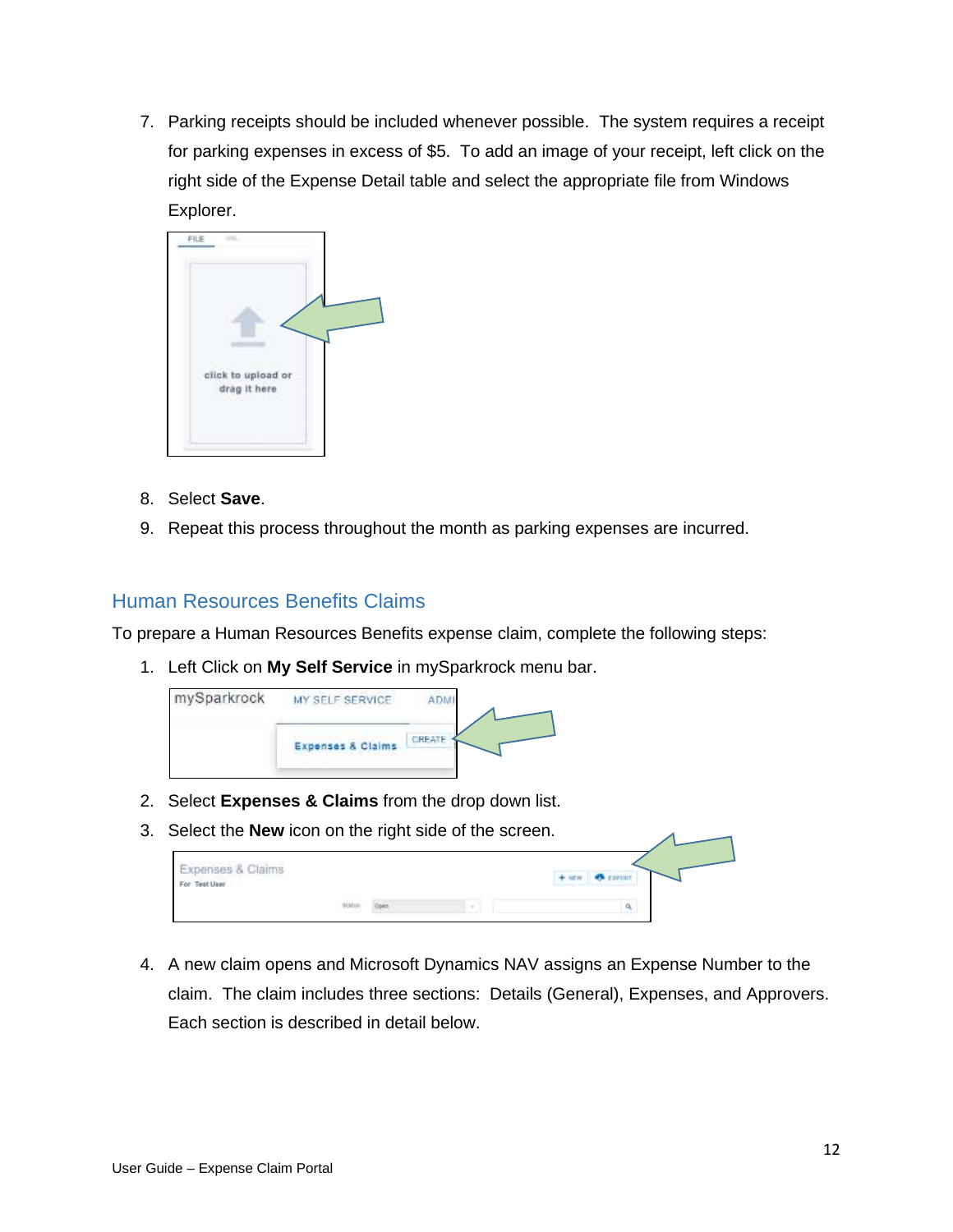7. Parking receipts should be included whenever possible. The system requires a receipt for parking expenses in excess of $5. To add an image of your receipt, left click on the right side of the Expense Detail table and select the appropriate file from Windows Explorer.

8. Select **Save**.
9. Repeat this process throughout the month as parking expenses are incurred.

## Human Resources Benefits Claims

To prepare a Human Resources Benefits expense claim, complete the following steps:

1. Left Click on **My Self Service** in mySparkrock menu bar.
2. Select **Expenses & Claims** from the drop down list.
3. Select the **New** icon on the right side of the screen.
4. A new claim opens and Microsoft Dynamics NAV assigns an Expense Number to the claim. The claim includes three sections: Details (General), Expenses, and Approvers. Each section is described in detail below.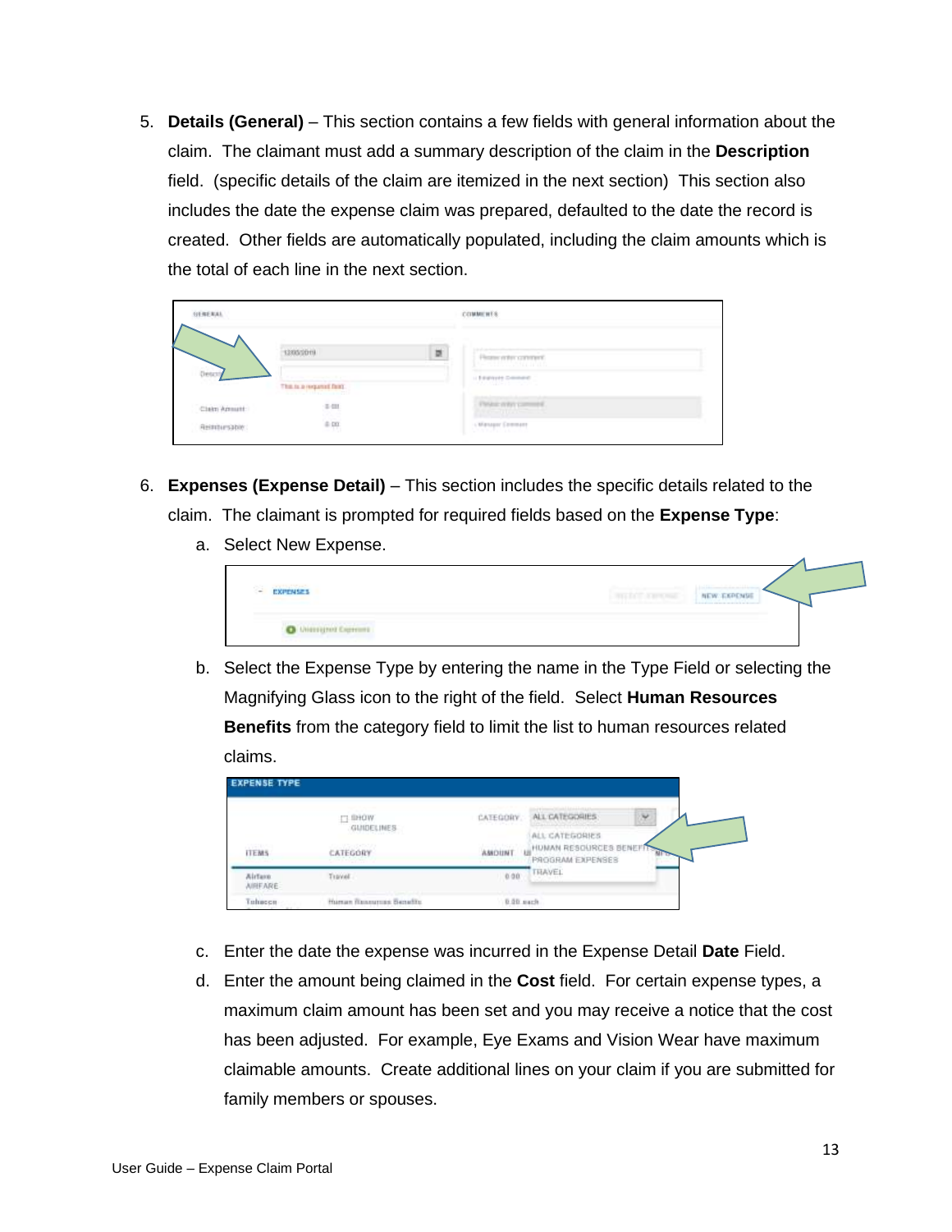5. **Details (General)** – This section contains a few fields with general information about the claim. The claimant must add a summary description of the claim in the **Description** field. (specific details of the claim are itemized in the next section) This section also includes the date the expense claim was prepared, defaulted to the date the record is created. Other fields are automatically populated, including the claim amounts which is the total of each line in the next section.

6. **Expenses (Expense Detail)** – This section includes the specific details related to the claim. The claimant is prompted for required fields based on the **Expense Type**:

   a. Select New Expense.

   b. Select the Expense Type by entering the name in the Type Field or selecting the Magnifying Glass icon to the right of the field. Select **Human Resources Benefits** from the category field to limit the list to human resources related claims.

   c. Enter the date the expense was incurred in the Expense Detail **Date** Field.

   d. Enter the amount being claimed in the **Cost** field. For certain expense types, a maximum claim amount has been set and you may receive a notice that the cost has been adjusted. For example, Eye Exams and Vision Wear have maximum claimable amounts. Create additional lines on your claim if you are submitted for family members or spouses.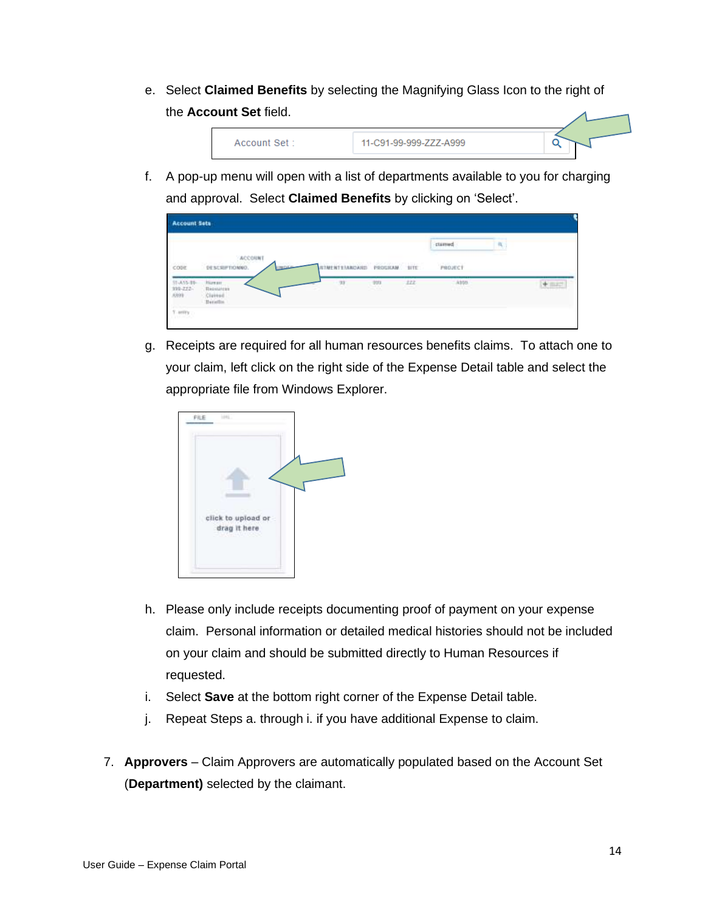e. Select **Claimed Benefits** by selecting the Magnifying Glass Icon to the right of the **Account Set** field.

f. A pop-up menu will open with a list of departments available to you for charging and approval. Select **Claimed Benefits** by clicking on 'Select'.

g. Receipts are required for all human resources benefits claims. To attach one to your claim, left click on the right side of the Expense Detail table and select the appropriate file from Windows Explorer.

h. Please only include receipts documenting proof of payment on your expense claim. Personal information or detailed medical histories should not be included on your claim and should be submitted directly to Human Resources if requested.

i. Select **Save** at the bottom right corner of the Expense Detail table.

j. Repeat Steps a. through i. if you have additional Expense to claim.

7. **Approvers** – Claim Approvers are automatically populated based on the Account Set (**Department)** selected by the claimant.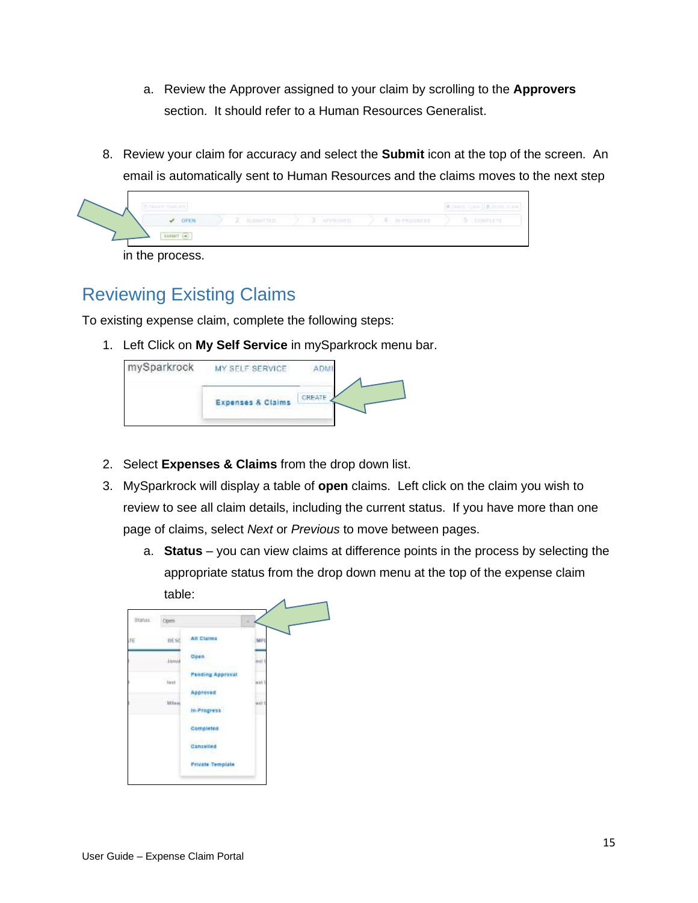a. Review the Approver assigned to your claim by scrolling to the **Approvers** section. It should refer to a Human Resources Generalist.

8. Review your claim for accuracy and select the **Submit** icon at the top of the screen. An email is automatically sent to Human Resources and the claims moves to the next step in the process.

## Reviewing Existing Claims

To existing expense claim, complete the following steps:

1. Left Click on **My Self Service** in mySparkrock menu bar.
2. Select **Expenses & Claims** from the drop down list.
3. MySparkrock will display a table of **open** claims. Left click on the claim you wish to review to see all claim details, including the current status. If you have more than one page of claims, select *Next* or *Previous* to move between pages.
   a. **Status** – you can view claims at difference points in the process by selecting the appropriate status from the drop down menu at the top of the expense claim table: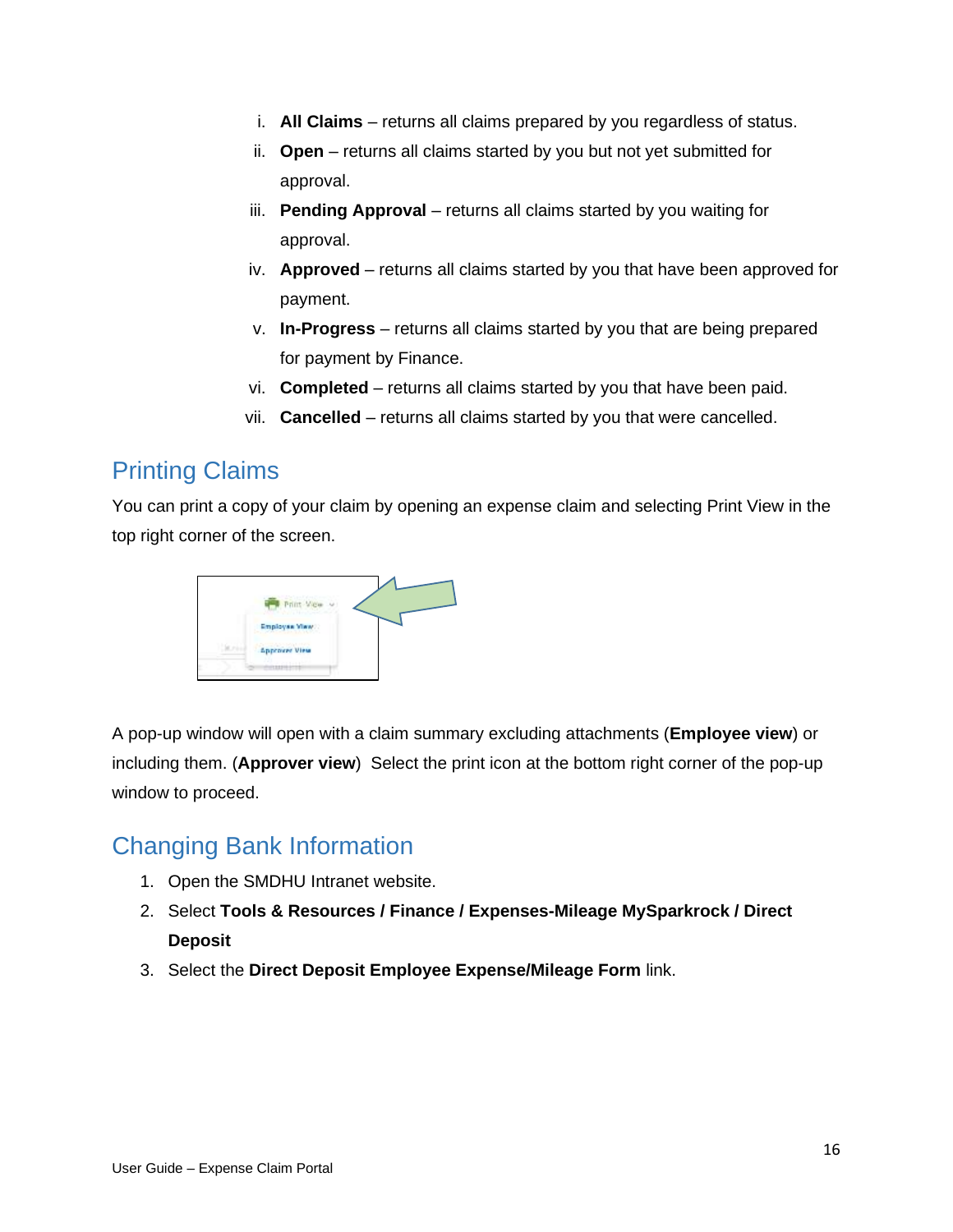i. **All Claims** – returns all claims prepared by you regardless of status.
ii. **Open** – returns all claims started by you but not yet submitted for approval.
iii. **Pending Approval** – returns all claims started by you waiting for approval.
iv. **Approved** – returns all claims started by you that have been approved for payment.
v. **In-Progress** – returns all claims started by you that are being prepared for payment by Finance.
vi. **Completed** – returns all claims started by you that have been paid.
vii. **Cancelled** – returns all claims started by you that were cancelled.

## Printing Claims

You can print a copy of your claim by opening an expense claim and selecting Print View in the top right corner of the screen.

A pop-up window will open with a claim summary excluding attachments (**Employee view**) or including them. (**Approver view**) Select the print icon at the bottom right corner of the pop-up window to proceed.

## Changing Bank Information

1. Open the SMDHU Intranet website.
2. Select **Tools & Resources / Finance / Expenses-Mileage MySparkrock / Direct Deposit**
3. Select the **Direct Deposit Employee Expense/Mileage Form** link.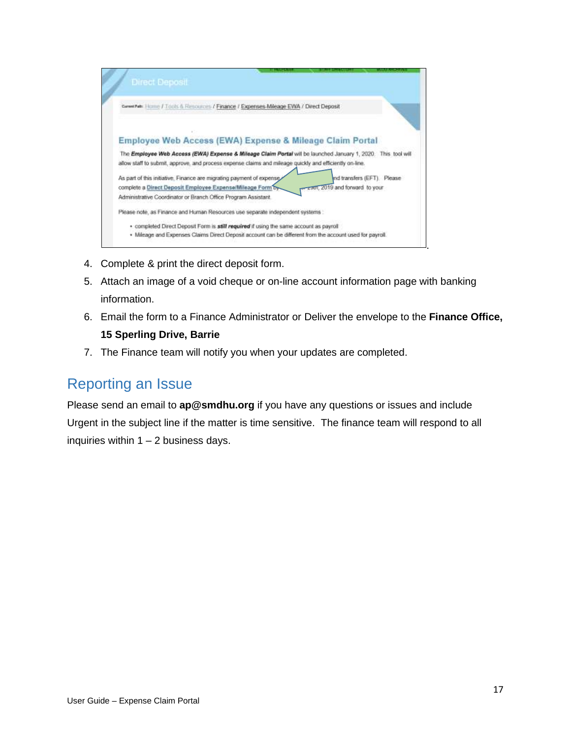4. Complete & print the direct deposit form.
5. Attach an image of a void cheque or on-line account information page with banking information.
6. Email the form to a Finance Administrator or Deliver the envelope to the **Finance Office, 15 Sperling Drive, Barrie**
7. The Finance team will notify you when your updates are completed.

## Reporting an Issue

Please send an email to **ap@smdhu.org** if you have any questions or issues and include Urgent in the subject line if the matter is time sensitive. The finance team will respond to all inquiries within 1 – 2 business days.